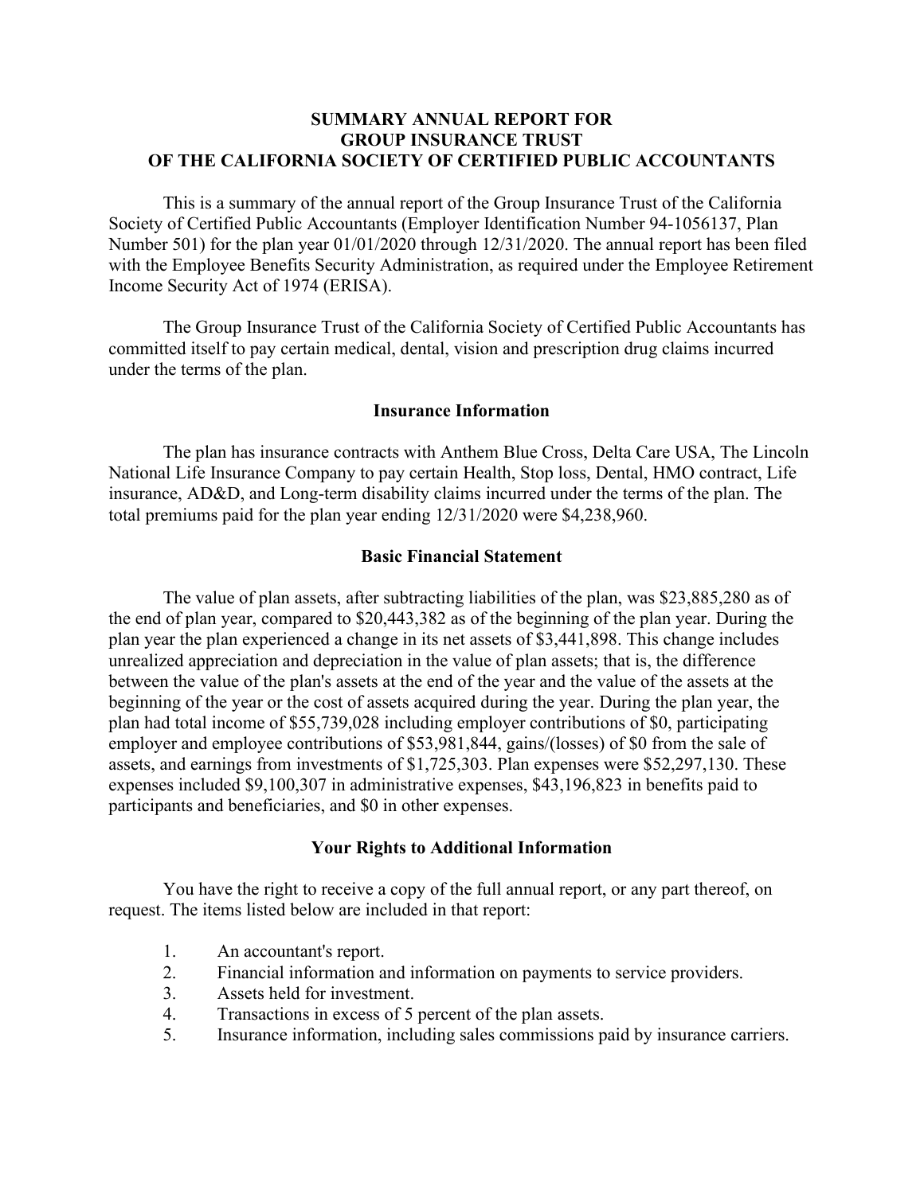# SUMMARY ANNUAL REPORT FOR GROUP INSURANCE TRUST OF THE CALIFORNIA SOCIETY OF CERTIFIED PUBLIC ACCOUNTANTS

This is a summary of the annual report of the Group Insurance Trust of the California Society of Certified Public Accountants (Employer Identification Number 94-1056137, Plan Number 501) for the plan year 01/01/2020 through 12/31/2020. The annual report has been filed with the Employee Benefits Security Administration, as required under the Employee Retirement Income Security Act of 1974 (ERISA).

The Group Insurance Trust of the California Society of Certified Public Accountants has committed itself to pay certain medical, dental, vision and prescription drug claims incurred under the terms of the plan.

## Insurance Information

The plan has insurance contracts with Anthem Blue Cross, Delta Care USA, The Lincoln National Life Insurance Company to pay certain Health, Stop loss, Dental, HMO contract, Life insurance, AD&D, and Long-term disability claims incurred under the terms of the plan. The total premiums paid for the plan year ending 12/31/2020 were $4,238,960.

## Basic Financial Statement

The value of plan assets, after subtracting liabilities of the plan, was $23,885,280 as of the end of plan year, compared to $20,443,382 as of the beginning of the plan year. During the plan year the plan experienced a change in its net assets of $3,441,898. This change includes unrealized appreciation and depreciation in the value of plan assets; that is, the difference between the value of the plan's assets at the end of the year and the value of the assets at the beginning of the year or the cost of assets acquired during the year. During the plan year, the plan had total income of $55,739,028 including employer contributions of $0, participating employer and employee contributions of $53,981,844, gains/(losses) of $0 from the sale of assets, and earnings from investments of $1,725,303. Plan expenses were $52,297,130. These expenses included $9,100,307 in administrative expenses, $43,196,823 in benefits paid to participants and beneficiaries, and $0 in other expenses.

## Your Rights to Additional Information

You have the right to receive a copy of the full annual report, or any part thereof, on request. The items listed below are included in that report:

1. An accountant's report.
2. Financial information and information on payments to service providers.
3. Assets held for investment.
4. Transactions in excess of 5 percent of the plan assets.
5. Insurance information, including sales commissions paid by insurance carriers.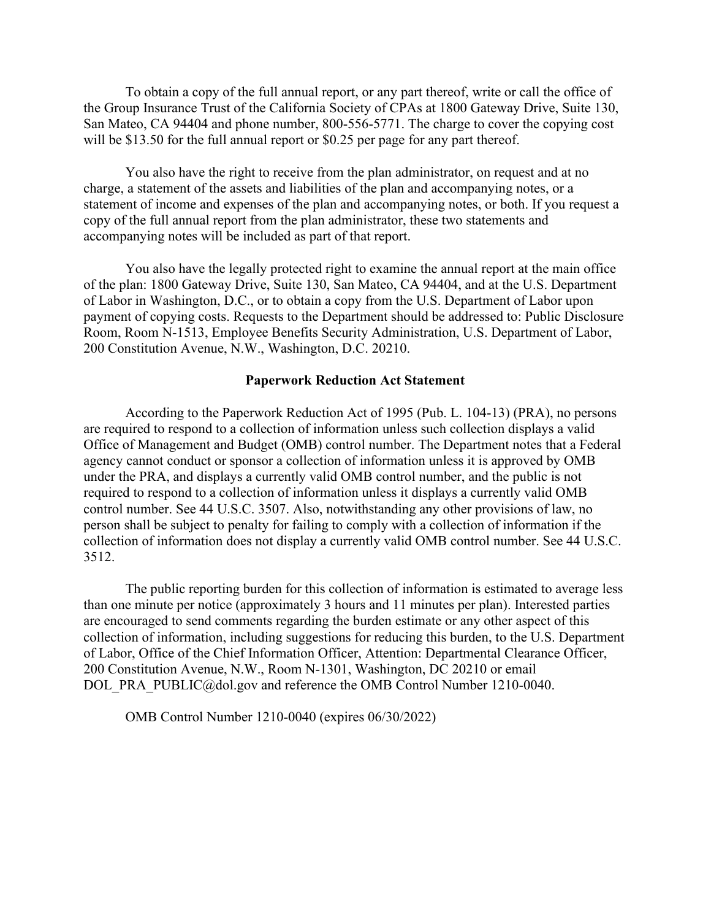To obtain a copy of the full annual report, or any part thereof, write or call the office of the Group Insurance Trust of the California Society of CPAs at 1800 Gateway Drive, Suite 130, San Mateo, CA 94404 and phone number, 800-556-5771. The charge to cover the copying cost will be $13.50 for the full annual report or $0.25 per page for any part thereof.

You also have the right to receive from the plan administrator, on request and at no charge, a statement of the assets and liabilities of the plan and accompanying notes, or a statement of income and expenses of the plan and accompanying notes, or both. If you request a copy of the full annual report from the plan administrator, these two statements and accompanying notes will be included as part of that report.

You also have the legally protected right to examine the annual report at the main office of the plan: 1800 Gateway Drive, Suite 130, San Mateo, CA 94404, and at the U.S. Department of Labor in Washington, D.C., or to obtain a copy from the U.S. Department of Labor upon payment of copying costs. Requests to the Department should be addressed to: Public Disclosure Room, Room N-1513, Employee Benefits Security Administration, U.S. Department of Labor, 200 Constitution Avenue, N.W., Washington, D.C. 20210.

**Paperwork Reduction Act Statement**

According to the Paperwork Reduction Act of 1995 (Pub. L. 104-13) (PRA), no persons are required to respond to a collection of information unless such collection displays a valid Office of Management and Budget (OMB) control number. The Department notes that a Federal agency cannot conduct or sponsor a collection of information unless it is approved by OMB under the PRA, and displays a currently valid OMB control number, and the public is not required to respond to a collection of information unless it displays a currently valid OMB control number. See 44 U.S.C. 3507. Also, notwithstanding any other provisions of law, no person shall be subject to penalty for failing to comply with a collection of information if the collection of information does not display a currently valid OMB control number. See 44 U.S.C. 3512.

The public reporting burden for this collection of information is estimated to average less than one minute per notice (approximately 3 hours and 11 minutes per plan). Interested parties are encouraged to send comments regarding the burden estimate or any other aspect of this collection of information, including suggestions for reducing this burden, to the U.S. Department of Labor, Office of the Chief Information Officer, Attention: Departmental Clearance Officer, 200 Constitution Avenue, N.W., Room N-1301, Washington, DC 20210 or email DOL_PRA_PUBLIC@dol.gov and reference the OMB Control Number 1210-0040.

OMB Control Number 1210-0040 (expires 06/30/2022)